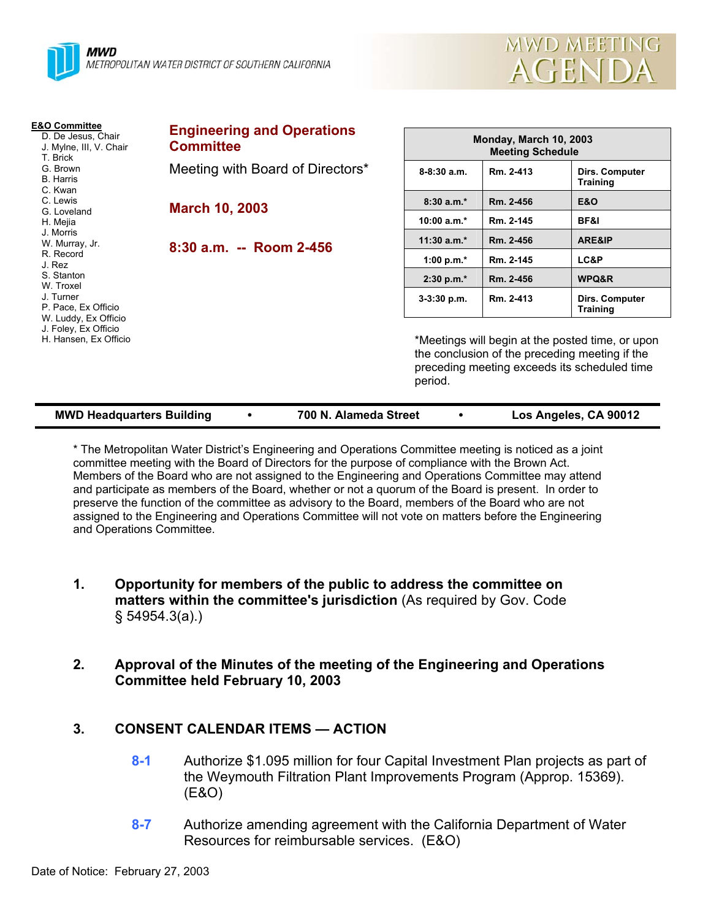MWD
METROPOLITAN WATER DISTRICT OF SOUTHERN CALIFORNIA

# MWD MEETING AGENDA

**E&O Committee**
- D. De Jesus, Chair
- J. Mylne, III, V. Chair
- T. Brick
- G. Brown
- B. Harris
- C. Kwan
- C. Lewis
- G. Loveland
- H. Mejia
- J. Morris
- W. Murray, Jr.
- R. Record
- J. Rez
- S. Stanton
- W. Troxel
- J. Turner
- P. Pace, Ex Officio
- W. Luddy, Ex Officio
- J. Foley, Ex Officio
- H. Hansen, Ex Officio

## Engineering and Operations Committee

Meeting with Board of Directors*

**March 10, 2003**

**8:30 a.m. -- Room 2-456**

| Monday, March 10, 2003 Meeting Schedule | | |
|---|---|---|
| 8-8:30 a.m. | Rm. 2-413 | Dirs. Computer Training |
| 8:30 a.m.* | Rm. 2-456 | E&O |
| 10:00 a.m.* | Rm. 2-145 | BF&I |
| 11:30 a.m.* | Rm. 2-456 | ARE&IP |
| 1:00 p.m.* | Rm. 2-145 | LC&P |
| 2:30 p.m.* | Rm. 2-456 | WPQ&R |
| 3-3:30 p.m. | Rm. 2-413 | Dirs. Computer Training |

*Meetings will begin at the posted time, or upon the conclusion of the preceding meeting if the preceding meeting exceeds its scheduled time period.

**MWD Headquarters Building • 700 N. Alameda Street • Los Angeles, CA 90012**

* The Metropolitan Water District's Engineering and Operations Committee meeting is noticed as a joint committee meeting with the Board of Directors for the purpose of compliance with the Brown Act. Members of the Board who are not assigned to the Engineering and Operations Committee may attend and participate as members of the Board, whether or not a quorum of the Board is present. In order to preserve the function of the committee as advisory to the Board, members of the Board who are not assigned to the Engineering and Operations Committee will not vote on matters before the Engineering and Operations Committee.

1. **Opportunity for members of the public to address the committee on matters within the committee's jurisdiction** (As required by Gov. Code § 54954.3(a).)

2. **Approval of the Minutes of the meeting of the Engineering and Operations Committee held February 10, 2003**

3. **CONSENT CALENDAR ITEMS — ACTION**

   **8-1** Authorize $1.095 million for four Capital Investment Plan projects as part of the Weymouth Filtration Plant Improvements Program (Approp. 15369). (E&O)

   **8-7** Authorize amending agreement with the California Department of Water Resources for reimbursable services. (E&O)

Date of Notice: February 27, 2003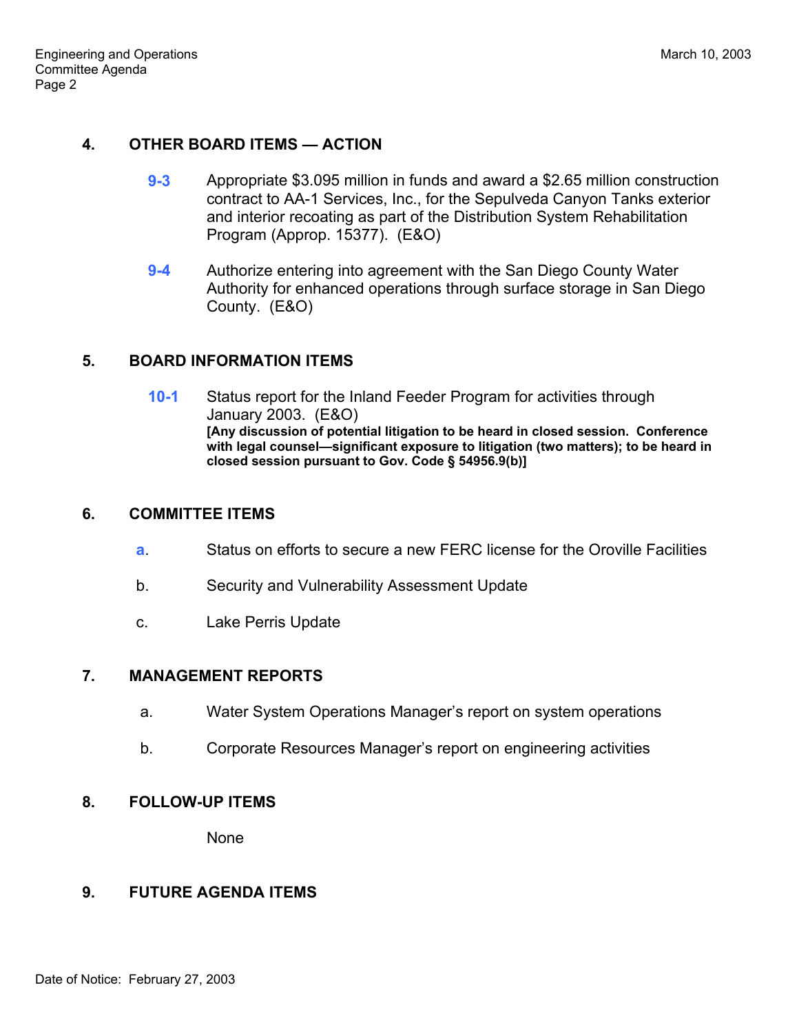## 4. OTHER BOARD ITEMS — ACTION

**9-3** Appropriate $3.095 million in funds and award a $2.65 million construction contract to AA-1 Services, Inc., for the Sepulveda Canyon Tanks exterior and interior recoating as part of the Distribution System Rehabilitation Program (Approp. 15377). (E&O)

**9-4** Authorize entering into agreement with the San Diego County Water Authority for enhanced operations through surface storage in San Diego County. (E&O)

## 5. BOARD INFORMATION ITEMS

**10-1** Status report for the Inland Feeder Program for activities through January 2003. (E&O)
**[Any discussion of potential litigation to be heard in closed session. Conference with legal counsel—significant exposure to litigation (two matters); to be heard in closed session pursuant to Gov. Code § 54956.9(b)]**

## 6. COMMITTEE ITEMS

a. Status on efforts to secure a new FERC license for the Oroville Facilities

b. Security and Vulnerability Assessment Update

c. Lake Perris Update

## 7. MANAGEMENT REPORTS

a. Water System Operations Manager's report on system operations

b. Corporate Resources Manager's report on engineering activities

## 8. FOLLOW-UP ITEMS

None

## 9. FUTURE AGENDA ITEMS

Date of Notice: February 27, 2003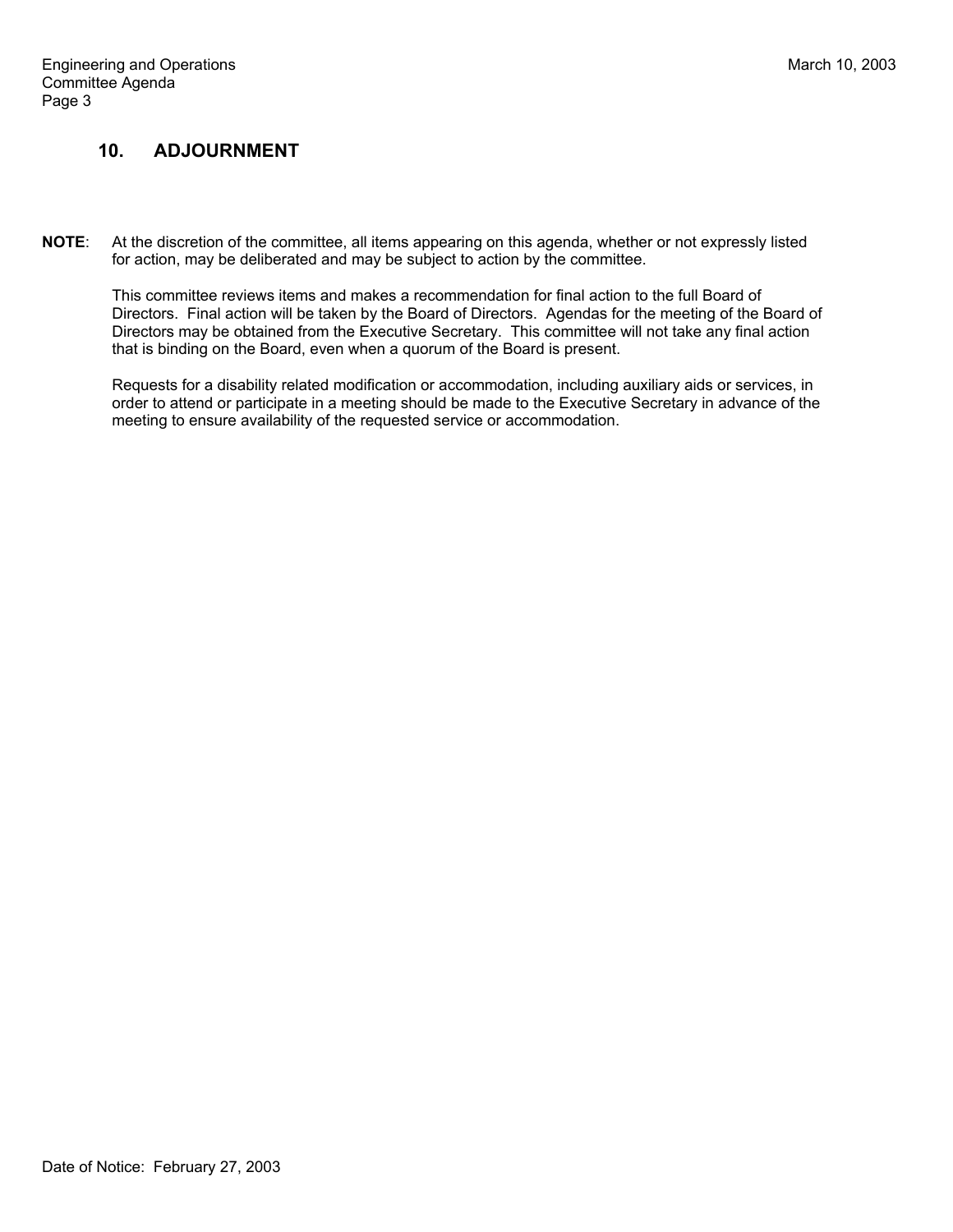## 10. ADJOURNMENT

**NOTE**: At the discretion of the committee, all items appearing on this agenda, whether or not expressly listed for action, may be deliberated and may be subject to action by the committee.

This committee reviews items and makes a recommendation for final action to the full Board of Directors. Final action will be taken by the Board of Directors. Agendas for the meeting of the Board of Directors may be obtained from the Executive Secretary. This committee will not take any final action that is binding on the Board, even when a quorum of the Board is present.

Requests for a disability related modification or accommodation, including auxiliary aids or services, in order to attend or participate in a meeting should be made to the Executive Secretary in advance of the meeting to ensure availability of the requested service or accommodation.

Date of Notice: February 27, 2003